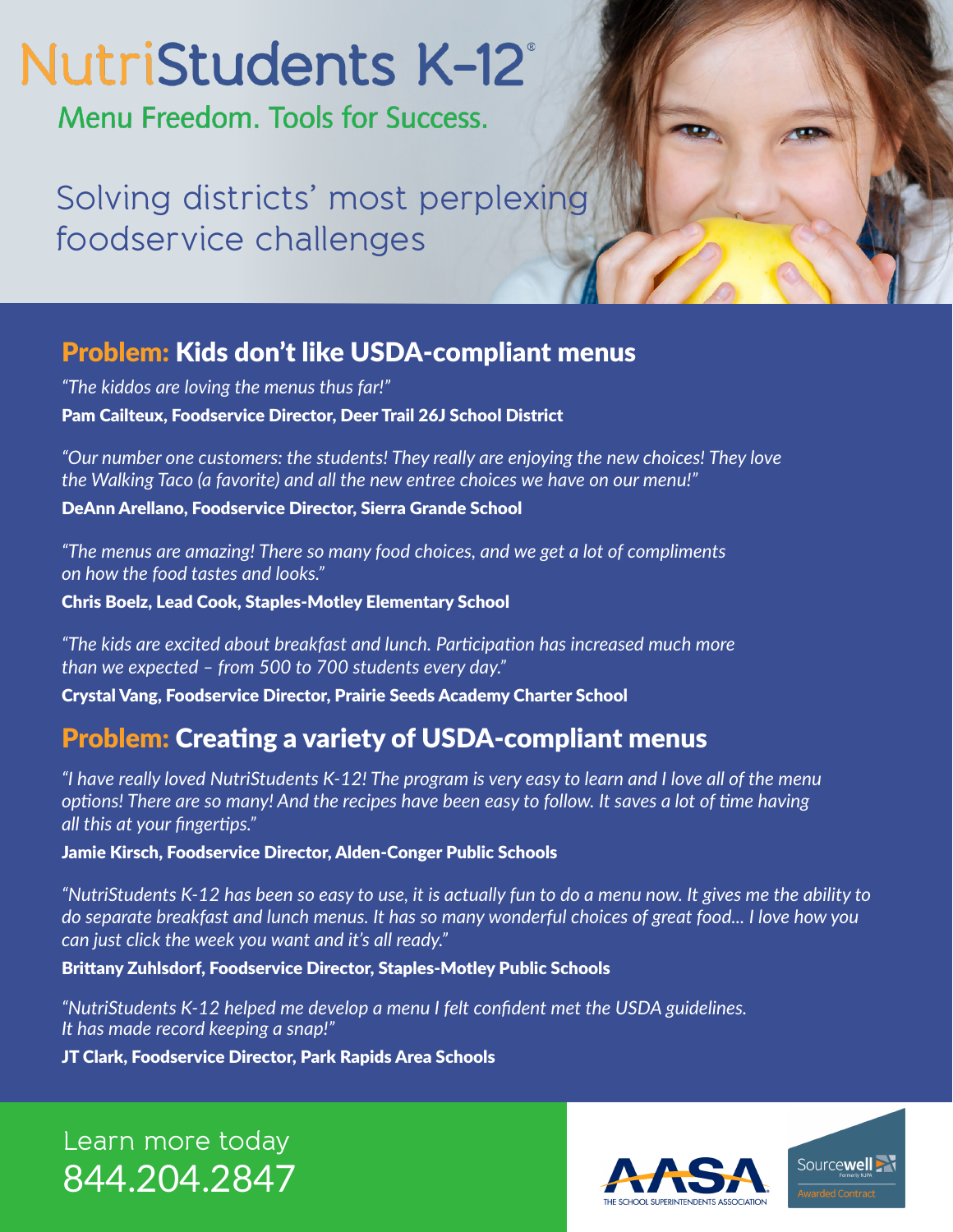# NutriStudents K-12®

Menu Freedom. Tools for Success.

## Solving districts' most perplexing foodservice challenges

## Problem: Kids don't like USDA-compliant menus

*"The kiddos are loving the menus thus far!"*

**Pam Cailteux, Foodservice Director, Deer Trail 26J School District**

*"Our number one customers: the students! They really are enjoying the new choices! They love the Walking Taco (a favorite) and all the new entree choices we have on our menu!"*

**DeAnn Arellano, Foodservice Director, Sierra Grande School**

*"The menus are amazing! There so many food choices, and we get a lot of compliments on how the food tastes and looks."*

**Chris Boelz, Lead Cook, Staples-Motley Elementary School**

*"The kids are excited about breakfast and lunch. Participation has increased much more than we expected – from 500 to 700 students every day."*

**Crystal Vang, Foodservice Director, Prairie Seeds Academy Charter School**

## Problem: Creating a variety of USDA-compliant menus

*"I have really loved NutriStudents K-12! The program is very easy to learn and I love all of the menu options! There are so many! And the recipes have been easy to follow. It saves a lot of time having all this at your fingertips."*

**Jamie Kirsch, Foodservice Director, Alden-Conger Public Schools**

*"NutriStudents K-12 has been so easy to use, it is actually fun to do a menu now. It gives me the ability to do separate breakfast and lunch menus. It has so many wonderful choices of great food... I love how you can just click the week you want and it's all ready."*

**Brittany Zuhlsdorf, Foodservice Director, Staples-Motley Public Schools**

*"NutriStudents K-12 helped me develop a menu I felt confident met the USDA guidelines. It has made record keeping a snap!"*

**JT Clark, Foodservice Director, Park Rapids Area Schools**

Learn more today
844.204.2847

AASA THE SCHOOL SUPERINTENDENTS ASSOCIATION

Sourcewell Formerly NJPA Awarded Contract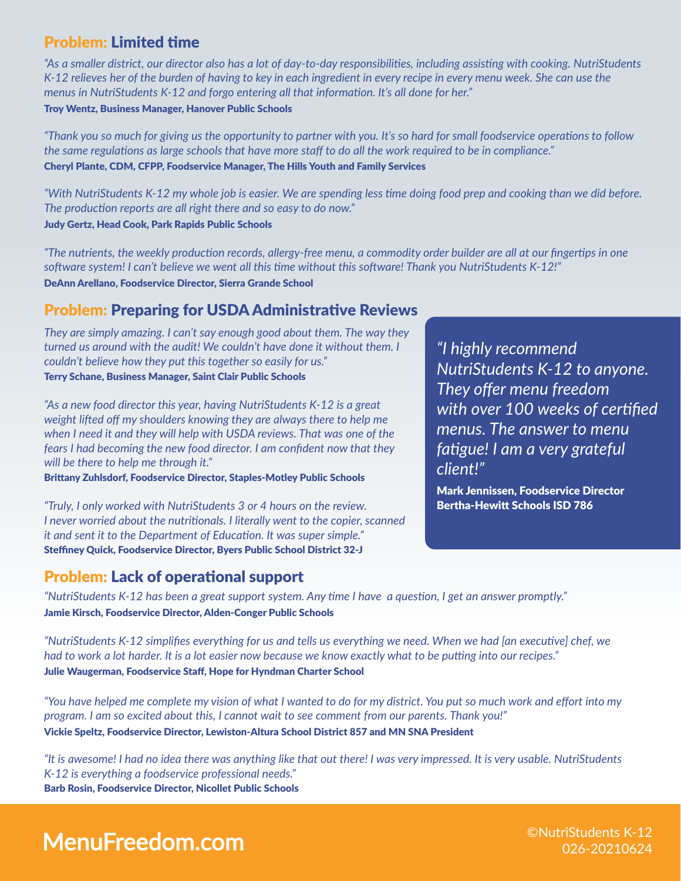## Problem: Limited time

*"As a smaller district, our director also has a lot of day-to-day responsibilities, including assisting with cooking. NutriStudents K-12 relieves her of the burden of having to key in each ingredient in every recipe in every menu week. She can use the menus in NutriStudents K-12 and forgo entering all that information. It's all done for her."*

**Troy Wentz, Business Manager, Hanover Public Schools**

*"Thank you so much for giving us the opportunity to partner with you. It's so hard for small foodservice operations to follow the same regulations as large schools that have more staff to do all the work required to be in compliance."*

**Cheryl Plante, CDM, CFPP, Foodservice Manager, The Hills Youth and Family Services**

*"With NutriStudents K-12 my whole job is easier. We are spending less time doing food prep and cooking than we did before. The production reports are all right there and so easy to do now."*

**Judy Gertz, Head Cook, Park Rapids Public Schools**

*"The nutrients, the weekly production records, allergy-free menu, a commodity order builder are all at our fingertips in one software system! I can't believe we went all this time without this software! Thank you NutriStudents K-12!"*

**DeAnn Arellano, Foodservice Director, Sierra Grande School**

## Problem: Preparing for USDA Administrative Reviews

*They are simply amazing. I can't say enough good about them. The way they turned us around with the audit! We couldn't have done it without them. I couldn't believe how they put this together so easily for us."*

**Terry Schane, Business Manager, Saint Clair Public Schools**

*"As a new food director this year, having NutriStudents K-12 is a great weight lifted off my shoulders knowing they are always there to help me when I need it and they will help with USDA reviews. That was one of the fears I had becoming the new food director. I am confident now that they will be there to help me through it."*

**Brittany Zuhlsdorf, Foodservice Director, Staples-Motley Public Schools**

*"Truly, I only worked with NutriStudents 3 or 4 hours on the review. I never worried about the nutritionals. I literally went to the copier, scanned it and sent it to the Department of Education. It was super simple."*

**Steffiney Quick, Foodservice Director, Byers Public School District 32-J**

*"I highly recommend NutriStudents K-12 to anyone. They offer menu freedom with over 100 weeks of certified menus. The answer to menu fatigue! I am a very grateful client!"*

**Mark Jennissen, Foodservice Director**
**Bertha-Hewitt Schools ISD 786**

## Problem: Lack of operational support

*"NutriStudents K-12 has been a great support system. Any time I have a question, I get an answer promptly."*

**Jamie Kirsch, Foodservice Director, Alden-Conger Public Schools**

*"NutriStudents K-12 simplifies everything for us and tells us everything we need. When we had [an executive] chef, we had to work a lot harder. It is a lot easier now because we know exactly what to be putting into our recipes."*

**Julie Waugerman, Foodservice Staff, Hope for Hyndman Charter School**

*"You have helped me complete my vision of what I wanted to do for my district. You put so much work and effort into my program. I am so excited about this, I cannot wait to see comment from our parents. Thank you!"*

**Vickie Speltz, Foodservice Director, Lewiston-Altura School District 857 and MN SNA President**

*"It is awesome! I had no idea there was anything like that out there! I was very impressed. It is very usable. NutriStudents K-12 is everything a foodservice professional needs."*

**Barb Rosin, Foodservice Director, Nicollet Public Schools**

**MenuFreedom.com**

©NutriStudents K-12
026-20210624